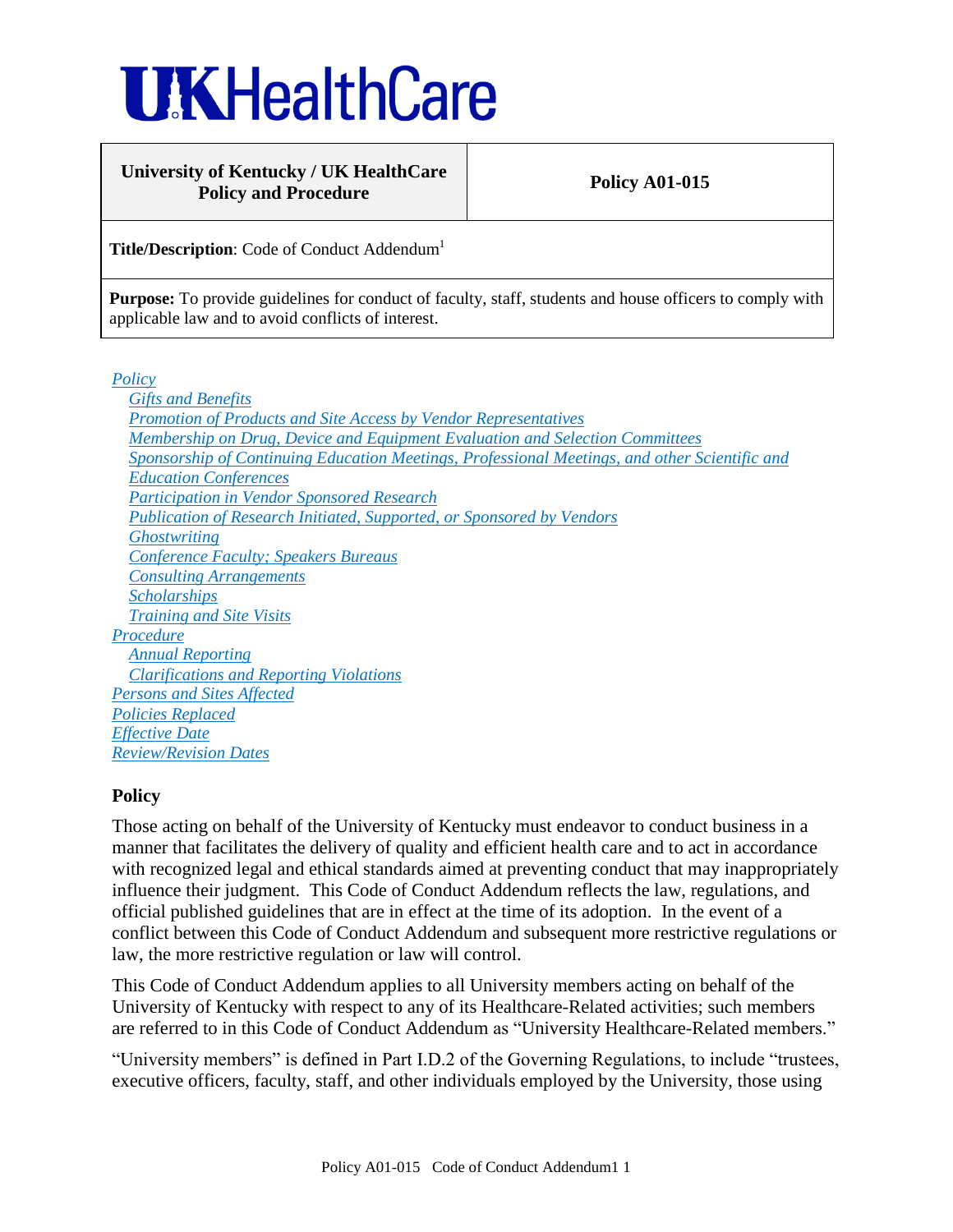# UKHealthCare

| University of Kentucky / UK HealthCare Policy and Procedure | Policy A01-015 |
|---|---|
| **Title/Description**: Code of Conduct Addendum[1] | |
| **Purpose:** To provide guidelines for conduct of faculty, staff, students and house officers to comply with applicable law and to avoid conflicts of interest. | |

- *Policy*
  - *Gifts and Benefits*
  - *Promotion of Products and Site Access by Vendor Representatives*
  - *Membership on Drug, Device and Equipment Evaluation and Selection Committees*
  - *Sponsorship of Continuing Education Meetings, Professional Meetings, and other Scientific and Education Conferences*
  - *Participation in Vendor Sponsored Research*
  - *Publication of Research Initiated, Supported, or Sponsored by Vendors*
  - *Ghostwriting*
  - *Conference Faculty; Speakers Bureaus*
  - *Consulting Arrangements*
  - *Scholarships*
  - *Training and Site Visits*
- *Procedure*
  - *Annual Reporting*
  - *Clarifications and Reporting Violations*
- *Persons and Sites Affected*
- *Policies Replaced*
- *Effective Date*
- *Review/Revision Dates*

## Policy

Those acting on behalf of the University of Kentucky must endeavor to conduct business in a manner that facilitates the delivery of quality and efficient health care and to act in accordance with recognized legal and ethical standards aimed at preventing conduct that may inappropriately influence their judgment. This Code of Conduct Addendum reflects the law, regulations, and official published guidelines that are in effect at the time of its adoption. In the event of a conflict between this Code of Conduct Addendum and subsequent more restrictive regulations or law, the more restrictive regulation or law will control.

This Code of Conduct Addendum applies to all University members acting on behalf of the University of Kentucky with respect to any of its Healthcare-Related activities; such members are referred to in this Code of Conduct Addendum as "University Healthcare-Related members."

"University members" is defined in Part I.D.2 of the Governing Regulations, to include "trustees, executive officers, faculty, staff, and other individuals employed by the University, those using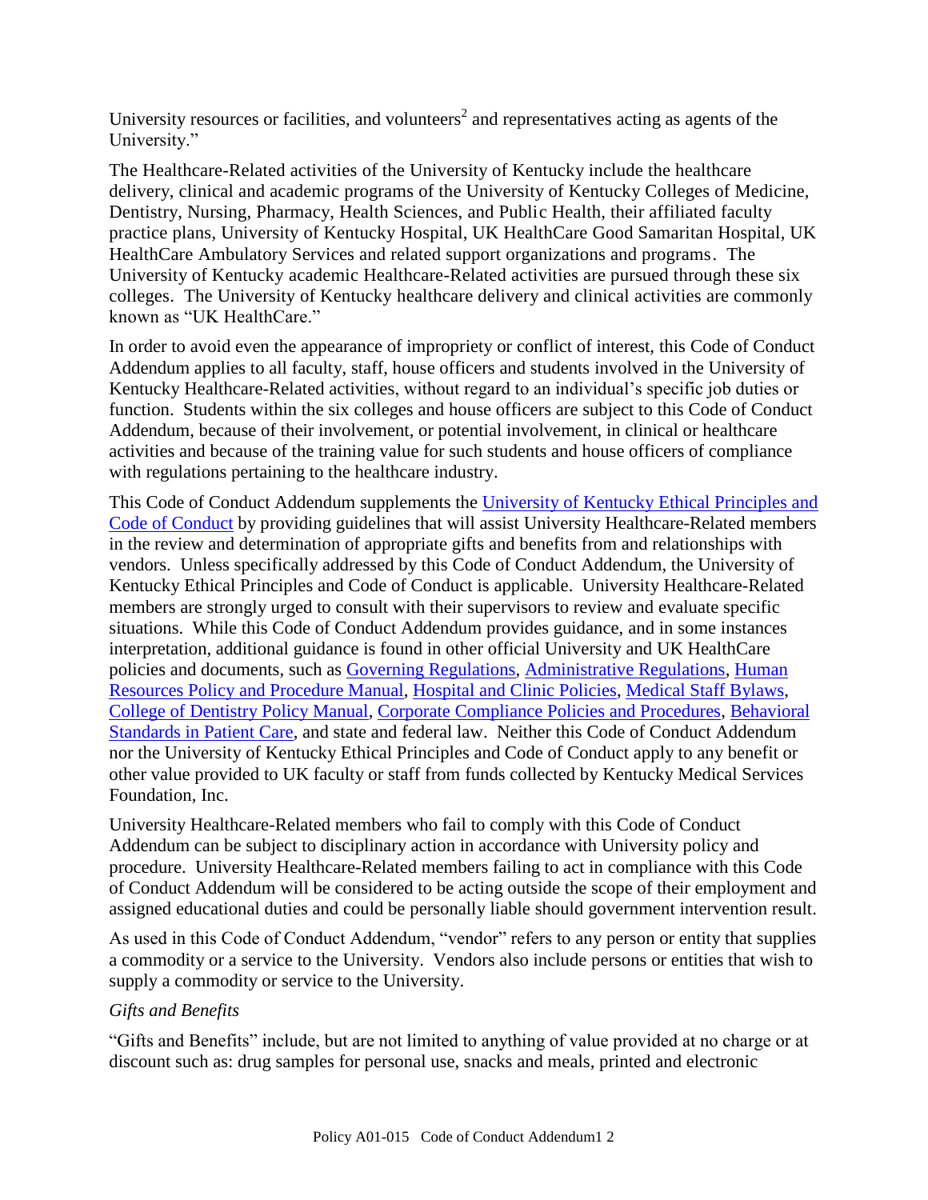University resources or facilities, and volunteers[2] and representatives acting as agents of the University."

The Healthcare-Related activities of the University of Kentucky include the healthcare delivery, clinical and academic programs of the University of Kentucky Colleges of Medicine, Dentistry, Nursing, Pharmacy, Health Sciences, and Public Health, their affiliated faculty practice plans, University of Kentucky Hospital, UK HealthCare Good Samaritan Hospital, UK HealthCare Ambulatory Services and related support organizations and programs. The University of Kentucky academic Healthcare-Related activities are pursued through these six colleges. The University of Kentucky healthcare delivery and clinical activities are commonly known as "UK HealthCare."

In order to avoid even the appearance of impropriety or conflict of interest, this Code of Conduct Addendum applies to all faculty, staff, house officers and students involved in the University of Kentucky Healthcare-Related activities, without regard to an individual's specific job duties or function. Students within the six colleges and house officers are subject to this Code of Conduct Addendum, because of their involvement, or potential involvement, in clinical or healthcare activities and because of the training value for such students and house officers of compliance with regulations pertaining to the healthcare industry.

This Code of Conduct Addendum supplements the University of Kentucky Ethical Principles and Code of Conduct by providing guidelines that will assist University Healthcare-Related members in the review and determination of appropriate gifts and benefits from and relationships with vendors. Unless specifically addressed by this Code of Conduct Addendum, the University of Kentucky Ethical Principles and Code of Conduct is applicable. University Healthcare-Related members are strongly urged to consult with their supervisors to review and evaluate specific situations. While this Code of Conduct Addendum provides guidance, and in some instances interpretation, additional guidance is found in other official University and UK HealthCare policies and documents, such as Governing Regulations, Administrative Regulations, Human Resources Policy and Procedure Manual, Hospital and Clinic Policies, Medical Staff Bylaws, College of Dentistry Policy Manual, Corporate Compliance Policies and Procedures, Behavioral Standards in Patient Care, and state and federal law. Neither this Code of Conduct Addendum nor the University of Kentucky Ethical Principles and Code of Conduct apply to any benefit or other value provided to UK faculty or staff from funds collected by Kentucky Medical Services Foundation, Inc.

University Healthcare-Related members who fail to comply with this Code of Conduct Addendum can be subject to disciplinary action in accordance with University policy and procedure. University Healthcare-Related members failing to act in compliance with this Code of Conduct Addendum will be considered to be acting outside the scope of their employment and assigned educational duties and could be personally liable should government intervention result.

As used in this Code of Conduct Addendum, "vendor" refers to any person or entity that supplies a commodity or a service to the University. Vendors also include persons or entities that wish to supply a commodity or service to the University.

*Gifts and Benefits*

"Gifts and Benefits" include, but are not limited to anything of value provided at no charge or at discount such as: drug samples for personal use, snacks and meals, printed and electronic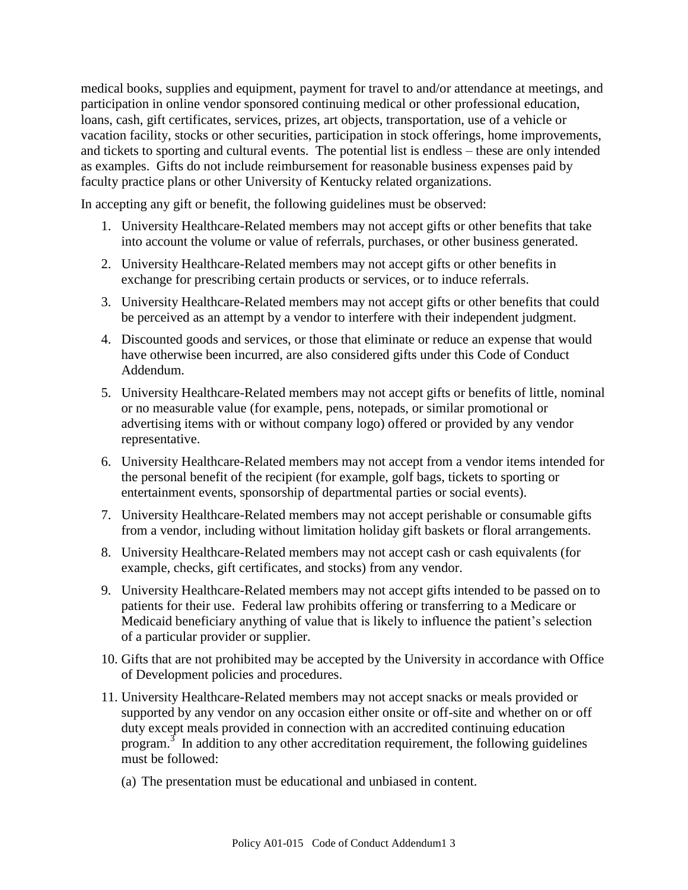medical books, supplies and equipment, payment for travel to and/or attendance at meetings, and participation in online vendor sponsored continuing medical or other professional education, loans, cash, gift certificates, services, prizes, art objects, transportation, use of a vehicle or vacation facility, stocks or other securities, participation in stock offerings, home improvements, and tickets to sporting and cultural events. The potential list is endless – these are only intended as examples. Gifts do not include reimbursement for reasonable business expenses paid by faculty practice plans or other University of Kentucky related organizations.

In accepting any gift or benefit, the following guidelines must be observed:

1. University Healthcare-Related members may not accept gifts or other benefits that take into account the volume or value of referrals, purchases, or other business generated.
2. University Healthcare-Related members may not accept gifts or other benefits in exchange for prescribing certain products or services, or to induce referrals.
3. University Healthcare-Related members may not accept gifts or other benefits that could be perceived as an attempt by a vendor to interfere with their independent judgment.
4. Discounted goods and services, or those that eliminate or reduce an expense that would have otherwise been incurred, are also considered gifts under this Code of Conduct Addendum.
5. University Healthcare-Related members may not accept gifts or benefits of little, nominal or no measurable value (for example, pens, notepads, or similar promotional or advertising items with or without company logo) offered or provided by any vendor representative.
6. University Healthcare-Related members may not accept from a vendor items intended for the personal benefit of the recipient (for example, golf bags, tickets to sporting or entertainment events, sponsorship of departmental parties or social events).
7. University Healthcare-Related members may not accept perishable or consumable gifts from a vendor, including without limitation holiday gift baskets or floral arrangements.
8. University Healthcare-Related members may not accept cash or cash equivalents (for example, checks, gift certificates, and stocks) from any vendor.
9. University Healthcare-Related members may not accept gifts intended to be passed on to patients for their use. Federal law prohibits offering or transferring to a Medicare or Medicaid beneficiary anything of value that is likely to influence the patient's selection of a particular provider or supplier.
10. Gifts that are not prohibited may be accepted by the University in accordance with Office of Development policies and procedures.
11. University Healthcare-Related members may not accept snacks or meals provided or supported by any vendor on any occasion either onsite or off-site and whether on or off duty except meals provided in connection with an accredited continuing education program.[3] In addition to any other accreditation requirement, the following guidelines must be followed:

    (a) The presentation must be educational and unbiased in content.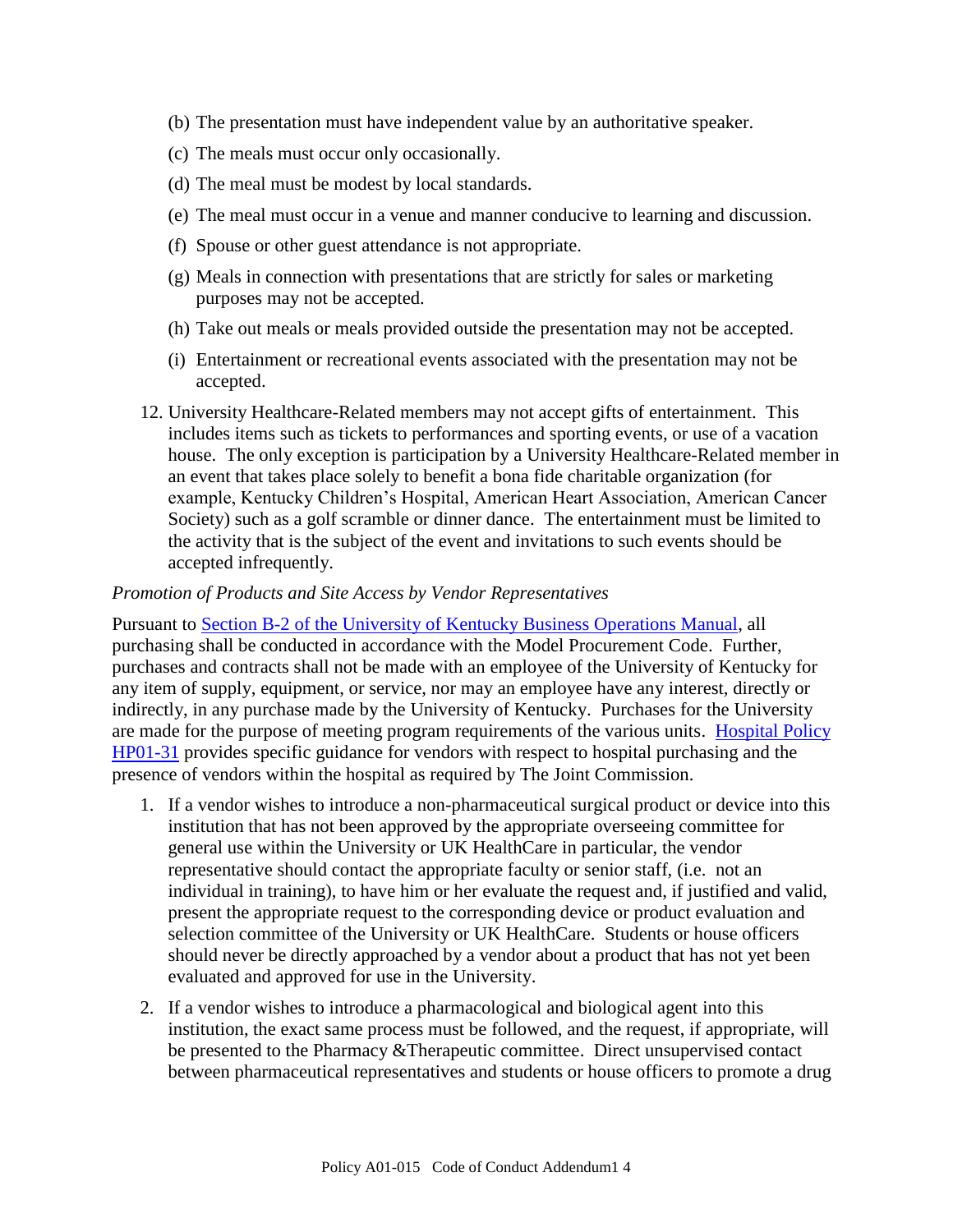(b) The presentation must have independent value by an authoritative speaker.

(c) The meals must occur only occasionally.

(d) The meal must be modest by local standards.

(e) The meal must occur in a venue and manner conducive to learning and discussion.

(f) Spouse or other guest attendance is not appropriate.

(g) Meals in connection with presentations that are strictly for sales or marketing purposes may not be accepted.

(h) Take out meals or meals provided outside the presentation may not be accepted.

(i) Entertainment or recreational events associated with the presentation may not be accepted.

12. University Healthcare-Related members may not accept gifts of entertainment. This includes items such as tickets to performances and sporting events, or use of a vacation house. The only exception is participation by a University Healthcare-Related member in an event that takes place solely to benefit a bona fide charitable organization (for example, Kentucky Children's Hospital, American Heart Association, American Cancer Society) such as a golf scramble or dinner dance. The entertainment must be limited to the activity that is the subject of the event and invitations to such events should be accepted infrequently.

*Promotion of Products and Site Access by Vendor Representatives*

Pursuant to Section B-2 of the University of Kentucky Business Operations Manual, all purchasing shall be conducted in accordance with the Model Procurement Code. Further, purchases and contracts shall not be made with an employee of the University of Kentucky for any item of supply, equipment, or service, nor may an employee have any interest, directly or indirectly, in any purchase made by the University of Kentucky. Purchases for the University are made for the purpose of meeting program requirements of the various units. Hospital Policy HP01-31 provides specific guidance for vendors with respect to hospital purchasing and the presence of vendors within the hospital as required by The Joint Commission.

1. If a vendor wishes to introduce a non-pharmaceutical surgical product or device into this institution that has not been approved by the appropriate overseeing committee for general use within the University or UK HealthCare in particular, the vendor representative should contact the appropriate faculty or senior staff, (i.e. not an individual in training), to have him or her evaluate the request and, if justified and valid, present the appropriate request to the corresponding device or product evaluation and selection committee of the University or UK HealthCare. Students or house officers should never be directly approached by a vendor about a product that has not yet been evaluated and approved for use in the University.

2. If a vendor wishes to introduce a pharmacological and biological agent into this institution, the exact same process must be followed, and the request, if appropriate, will be presented to the Pharmacy &Therapeutic committee. Direct unsupervised contact between pharmaceutical representatives and students or house officers to promote a drug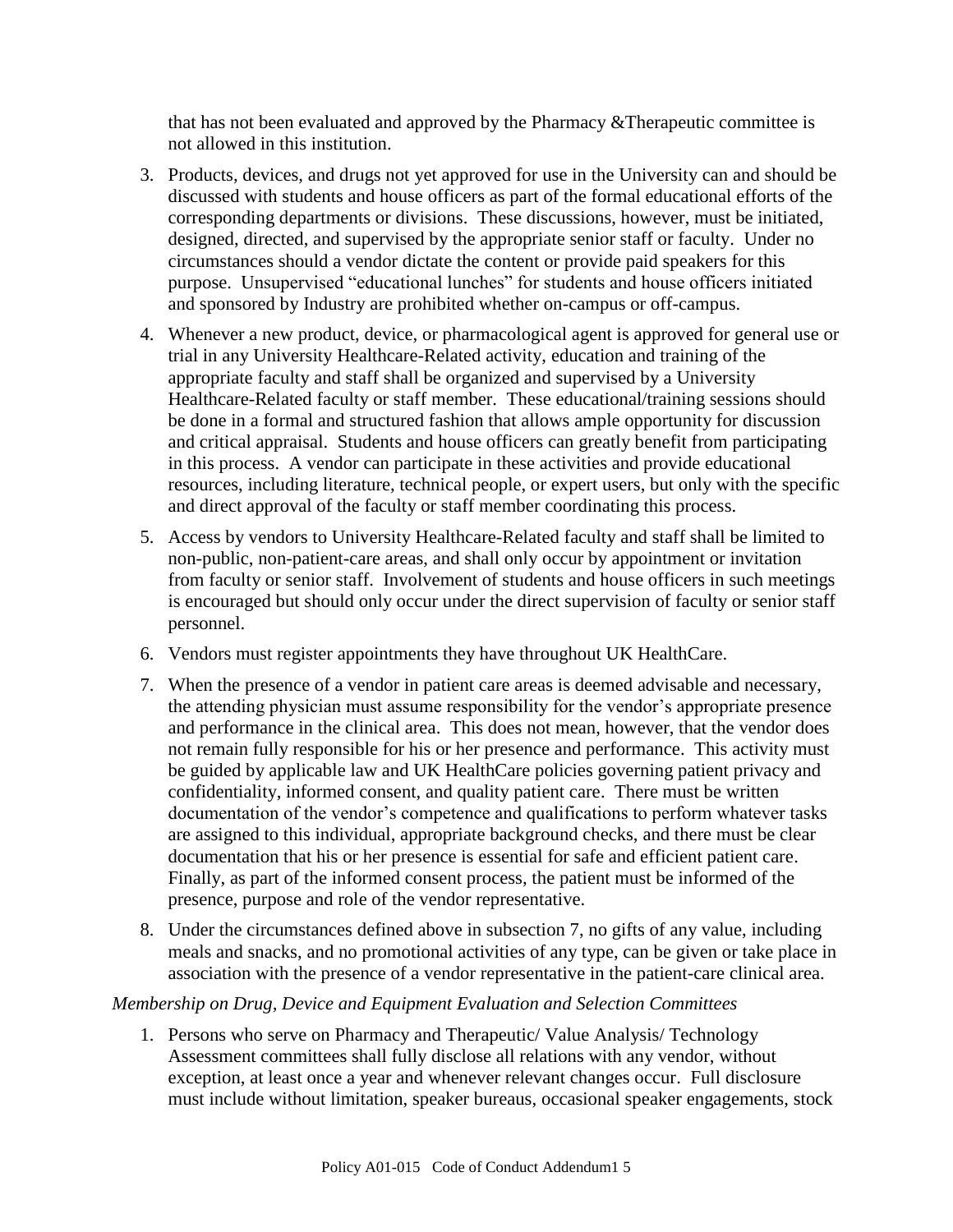that has not been evaluated and approved by the Pharmacy &Therapeutic committee is not allowed in this institution.

3. Products, devices, and drugs not yet approved for use in the University can and should be discussed with students and house officers as part of the formal educational efforts of the corresponding departments or divisions. These discussions, however, must be initiated, designed, directed, and supervised by the appropriate senior staff or faculty. Under no circumstances should a vendor dictate the content or provide paid speakers for this purpose. Unsupervised "educational lunches" for students and house officers initiated and sponsored by Industry are prohibited whether on-campus or off-campus.
4. Whenever a new product, device, or pharmacological agent is approved for general use or trial in any University Healthcare-Related activity, education and training of the appropriate faculty and staff shall be organized and supervised by a University Healthcare-Related faculty or staff member. These educational/training sessions should be done in a formal and structured fashion that allows ample opportunity for discussion and critical appraisal. Students and house officers can greatly benefit from participating in this process. A vendor can participate in these activities and provide educational resources, including literature, technical people, or expert users, but only with the specific and direct approval of the faculty or staff member coordinating this process.
5. Access by vendors to University Healthcare-Related faculty and staff shall be limited to non-public, non-patient-care areas, and shall only occur by appointment or invitation from faculty or senior staff. Involvement of students and house officers in such meetings is encouraged but should only occur under the direct supervision of faculty or senior staff personnel.
6. Vendors must register appointments they have throughout UK HealthCare.
7. When the presence of a vendor in patient care areas is deemed advisable and necessary, the attending physician must assume responsibility for the vendor's appropriate presence and performance in the clinical area. This does not mean, however, that the vendor does not remain fully responsible for his or her presence and performance. This activity must be guided by applicable law and UK HealthCare policies governing patient privacy and confidentiality, informed consent, and quality patient care. There must be written documentation of the vendor's competence and qualifications to perform whatever tasks are assigned to this individual, appropriate background checks, and there must be clear documentation that his or her presence is essential for safe and efficient patient care. Finally, as part of the informed consent process, the patient must be informed of the presence, purpose and role of the vendor representative.
8. Under the circumstances defined above in subsection 7, no gifts of any value, including meals and snacks, and no promotional activities of any type, can be given or take place in association with the presence of a vendor representative in the patient-care clinical area.

*Membership on Drug, Device and Equipment Evaluation and Selection Committees*

1. Persons who serve on Pharmacy and Therapeutic/ Value Analysis/ Technology Assessment committees shall fully disclose all relations with any vendor, without exception, at least once a year and whenever relevant changes occur. Full disclosure must include without limitation, speaker bureaus, occasional speaker engagements, stock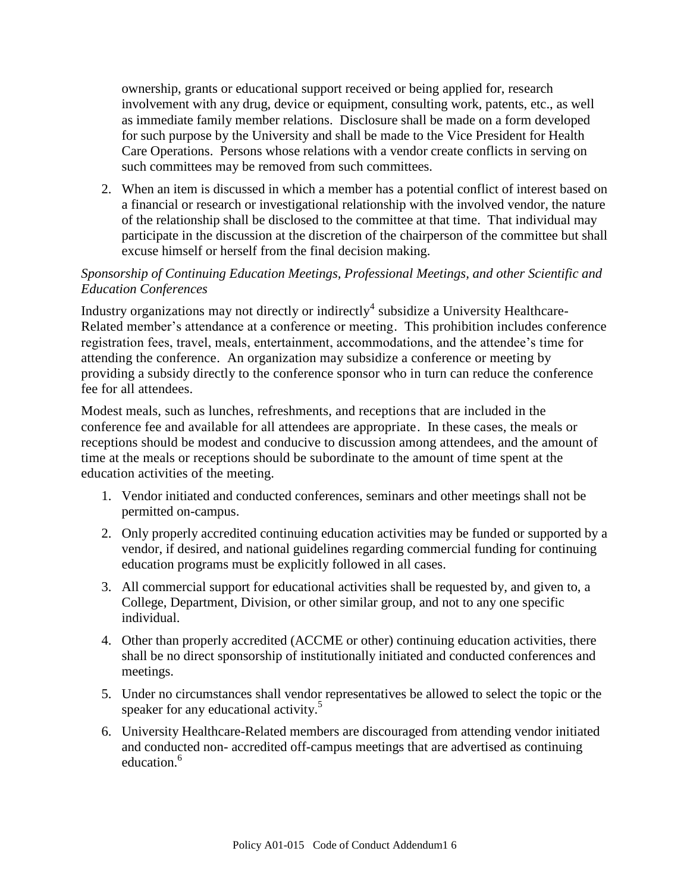ownership, grants or educational support received or being applied for, research involvement with any drug, device or equipment, consulting work, patents, etc., as well as immediate family member relations. Disclosure shall be made on a form developed for such purpose by the University and shall be made to the Vice President for Health Care Operations. Persons whose relations with a vendor create conflicts in serving on such committees may be removed from such committees.

2. When an item is discussed in which a member has a potential conflict of interest based on a financial or research or investigational relationship with the involved vendor, the nature of the relationship shall be disclosed to the committee at that time. That individual may participate in the discussion at the discretion of the chairperson of the committee but shall excuse himself or herself from the final decision making.

*Sponsorship of Continuing Education Meetings, Professional Meetings, and other Scientific and Education Conferences*

Industry organizations may not directly or indirectly[4] subsidize a University Healthcare-Related member's attendance at a conference or meeting. This prohibition includes conference registration fees, travel, meals, entertainment, accommodations, and the attendee's time for attending the conference. An organization may subsidize a conference or meeting by providing a subsidy directly to the conference sponsor who in turn can reduce the conference fee for all attendees.

Modest meals, such as lunches, refreshments, and receptions that are included in the conference fee and available for all attendees are appropriate. In these cases, the meals or receptions should be modest and conducive to discussion among attendees, and the amount of time at the meals or receptions should be subordinate to the amount of time spent at the education activities of the meeting.

1. Vendor initiated and conducted conferences, seminars and other meetings shall not be permitted on-campus.
2. Only properly accredited continuing education activities may be funded or supported by a vendor, if desired, and national guidelines regarding commercial funding for continuing education programs must be explicitly followed in all cases.
3. All commercial support for educational activities shall be requested by, and given to, a College, Department, Division, or other similar group, and not to any one specific individual.
4. Other than properly accredited (ACCME or other) continuing education activities, there shall be no direct sponsorship of institutionally initiated and conducted conferences and meetings.
5. Under no circumstances shall vendor representatives be allowed to select the topic or the speaker for any educational activity.[5]
6. University Healthcare-Related members are discouraged from attending vendor initiated and conducted non- accredited off-campus meetings that are advertised as continuing education.[6]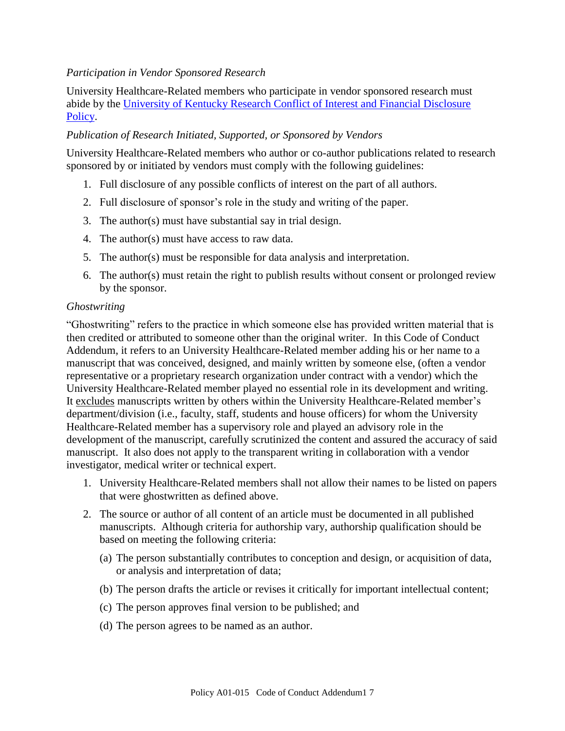*Participation in Vendor Sponsored Research*

University Healthcare-Related members who participate in vendor sponsored research must abide by the [University of Kentucky Research Conflict of Interest and Financial Disclosure Policy](#).

*Publication of Research Initiated, Supported, or Sponsored by Vendors*

University Healthcare-Related members who author or co-author publications related to research sponsored by or initiated by vendors must comply with the following guidelines:

1. Full disclosure of any possible conflicts of interest on the part of all authors.
2. Full disclosure of sponsor's role in the study and writing of the paper.
3. The author(s) must have substantial say in trial design.
4. The author(s) must have access to raw data.
5. The author(s) must be responsible for data analysis and interpretation.
6. The author(s) must retain the right to publish results without consent or prolonged review by the sponsor.

*Ghostwriting*

"Ghostwriting" refers to the practice in which someone else has provided written material that is then credited or attributed to someone other than the original writer. In this Code of Conduct Addendum, it refers to an University Healthcare-Related member adding his or her name to a manuscript that was conceived, designed, and mainly written by someone else, (often a vendor representative or a proprietary research organization under contract with a vendor) which the University Healthcare-Related member played no essential role in its development and writing. It excludes manuscripts written by others within the University Healthcare-Related member's department/division (i.e., faculty, staff, students and house officers) for whom the University Healthcare-Related member has a supervisory role and played an advisory role in the development of the manuscript, carefully scrutinized the content and assured the accuracy of said manuscript. It also does not apply to the transparent writing in collaboration with a vendor investigator, medical writer or technical expert.

1. University Healthcare-Related members shall not allow their names to be listed on papers that were ghostwritten as defined above.
2. The source or author of all content of an article must be documented in all published manuscripts. Although criteria for authorship vary, authorship qualification should be based on meeting the following criteria:
   (a) The person substantially contributes to conception and design, or acquisition of data, or analysis and interpretation of data;
   (b) The person drafts the article or revises it critically for important intellectual content;
   (c) The person approves final version to be published; and
   (d) The person agrees to be named as an author.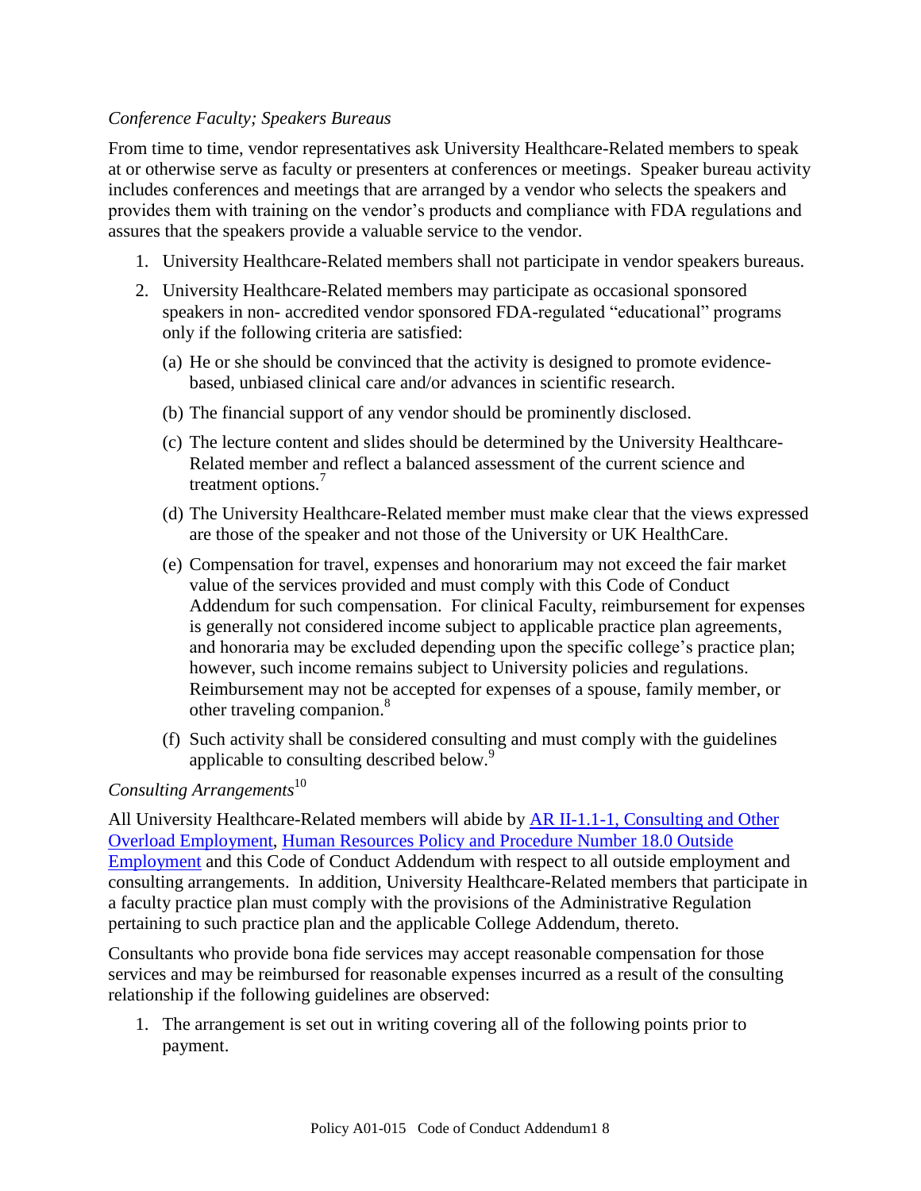*Conference Faculty; Speakers Bureaus*

From time to time, vendor representatives ask University Healthcare-Related members to speak at or otherwise serve as faculty or presenters at conferences or meetings. Speaker bureau activity includes conferences and meetings that are arranged by a vendor who selects the speakers and provides them with training on the vendor's products and compliance with FDA regulations and assures that the speakers provide a valuable service to the vendor.

1. University Healthcare-Related members shall not participate in vendor speakers bureaus.
2. University Healthcare-Related members may participate as occasional sponsored speakers in non- accredited vendor sponsored FDA-regulated "educational" programs only if the following criteria are satisfied:
   (a) He or she should be convinced that the activity is designed to promote evidence-based, unbiased clinical care and/or advances in scientific research.
   (b) The financial support of any vendor should be prominently disclosed.
   (c) The lecture content and slides should be determined by the University Healthcare-Related member and reflect a balanced assessment of the current science and treatment options.[7]
   (d) The University Healthcare-Related member must make clear that the views expressed are those of the speaker and not those of the University or UK HealthCare.
   (e) Compensation for travel, expenses and honorarium may not exceed the fair market value of the services provided and must comply with this Code of Conduct Addendum for such compensation. For clinical Faculty, reimbursement for expenses is generally not considered income subject to applicable practice plan agreements, and honoraria may be excluded depending upon the specific college's practice plan; however, such income remains subject to University policies and regulations. Reimbursement may not be accepted for expenses of a spouse, family member, or other traveling companion.[8]
   (f) Such activity shall be considered consulting and must comply with the guidelines applicable to consulting described below.[9]

*Consulting Arrangements*[10]

All University Healthcare-Related members will abide by [AR II-1.1-1, Consulting and Other Overload Employment](), [Human Resources Policy and Procedure Number 18.0 Outside Employment]() and this Code of Conduct Addendum with respect to all outside employment and consulting arrangements. In addition, University Healthcare-Related members that participate in a faculty practice plan must comply with the provisions of the Administrative Regulation pertaining to such practice plan and the applicable College Addendum, thereto.

Consultants who provide bona fide services may accept reasonable compensation for those services and may be reimbursed for reasonable expenses incurred as a result of the consulting relationship if the following guidelines are observed:

1. The arrangement is set out in writing covering all of the following points prior to payment.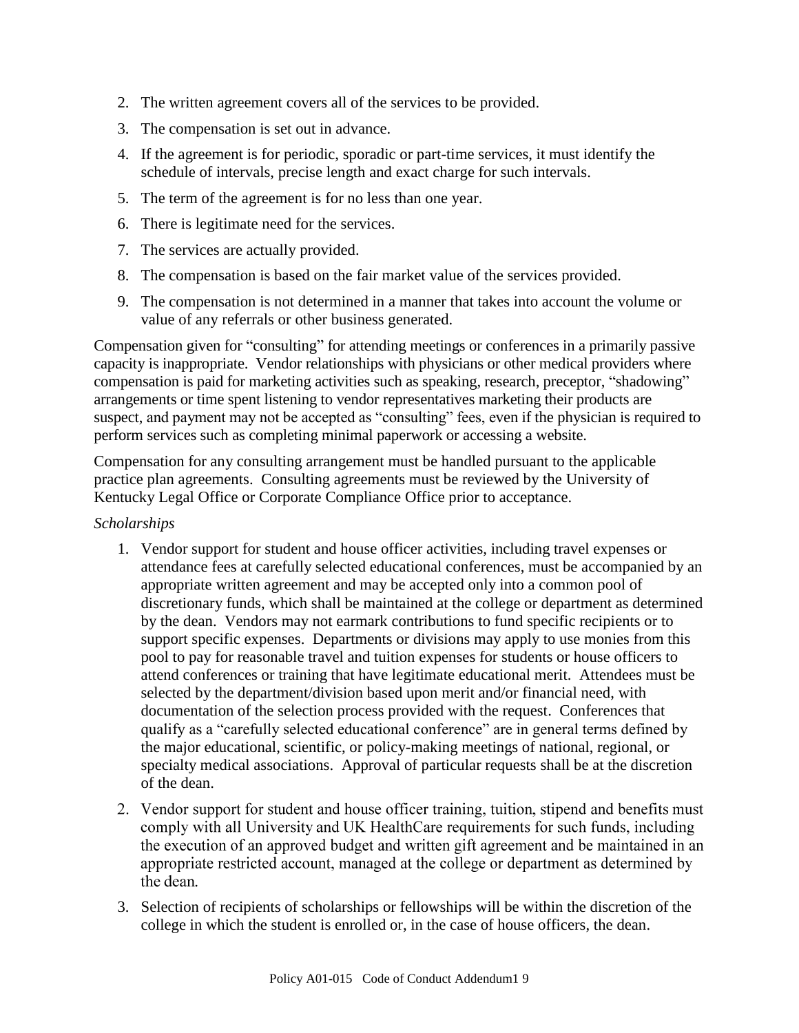2. The written agreement covers all of the services to be provided.
3. The compensation is set out in advance.
4. If the agreement is for periodic, sporadic or part-time services, it must identify the schedule of intervals, precise length and exact charge for such intervals.
5. The term of the agreement is for no less than one year.
6. There is legitimate need for the services.
7. The services are actually provided.
8. The compensation is based on the fair market value of the services provided.
9. The compensation is not determined in a manner that takes into account the volume or value of any referrals or other business generated.

Compensation given for "consulting" for attending meetings or conferences in a primarily passive capacity is inappropriate. Vendor relationships with physicians or other medical providers where compensation is paid for marketing activities such as speaking, research, preceptor, "shadowing" arrangements or time spent listening to vendor representatives marketing their products are suspect, and payment may not be accepted as "consulting" fees, even if the physician is required to perform services such as completing minimal paperwork or accessing a website.

Compensation for any consulting arrangement must be handled pursuant to the applicable practice plan agreements. Consulting agreements must be reviewed by the University of Kentucky Legal Office or Corporate Compliance Office prior to acceptance.

*Scholarships*

1. Vendor support for student and house officer activities, including travel expenses or attendance fees at carefully selected educational conferences, must be accompanied by an appropriate written agreement and may be accepted only into a common pool of discretionary funds, which shall be maintained at the college or department as determined by the dean. Vendors may not earmark contributions to fund specific recipients or to support specific expenses. Departments or divisions may apply to use monies from this pool to pay for reasonable travel and tuition expenses for students or house officers to attend conferences or training that have legitimate educational merit. Attendees must be selected by the department/division based upon merit and/or financial need, with documentation of the selection process provided with the request. Conferences that qualify as a "carefully selected educational conference" are in general terms defined by the major educational, scientific, or policy-making meetings of national, regional, or specialty medical associations. Approval of particular requests shall be at the discretion of the dean.
2. Vendor support for student and house officer training, tuition, stipend and benefits must comply with all University and UK HealthCare requirements for such funds, including the execution of an approved budget and written gift agreement and be maintained in an appropriate restricted account, managed at the college or department as determined by the dean.
3. Selection of recipients of scholarships or fellowships will be within the discretion of the college in which the student is enrolled or, in the case of house officers, the dean.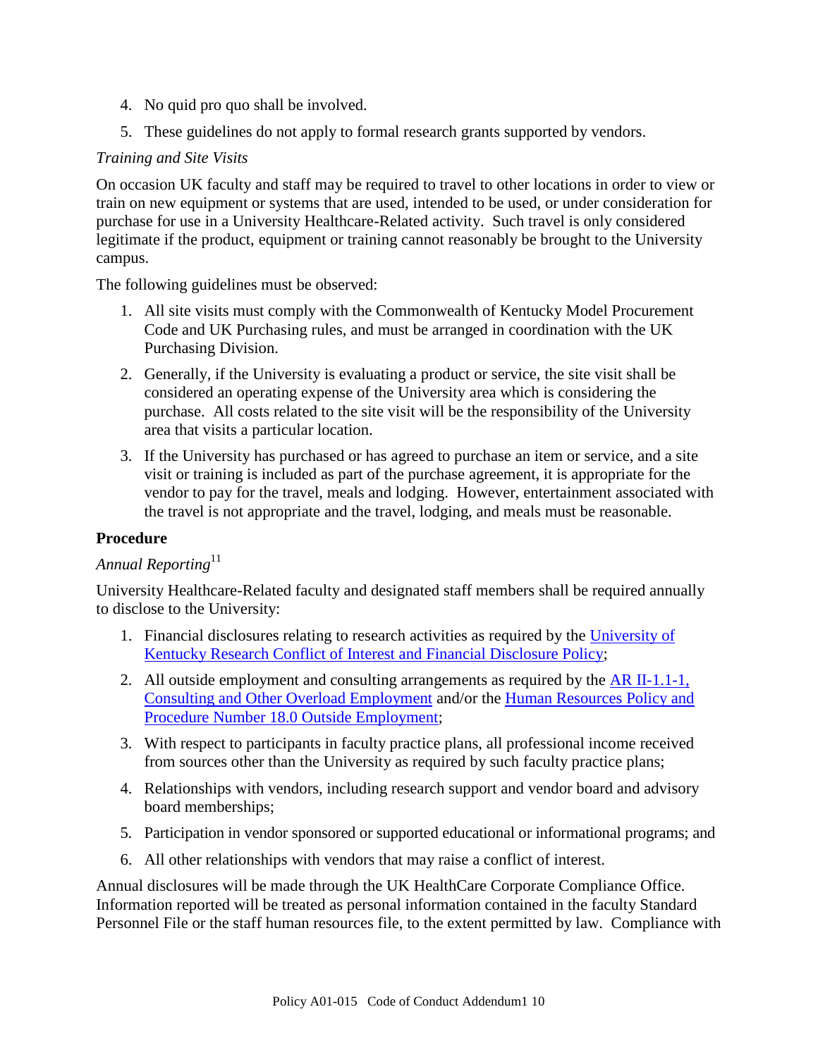4. No quid pro quo shall be involved.
5. These guidelines do not apply to formal research grants supported by vendors.

*Training and Site Visits*

On occasion UK faculty and staff may be required to travel to other locations in order to view or train on new equipment or systems that are used, intended to be used, or under consideration for purchase for use in a University Healthcare-Related activity. Such travel is only considered legitimate if the product, equipment or training cannot reasonably be brought to the University campus.

The following guidelines must be observed:

1. All site visits must comply with the Commonwealth of Kentucky Model Procurement Code and UK Purchasing rules, and must be arranged in coordination with the UK Purchasing Division.
2. Generally, if the University is evaluating a product or service, the site visit shall be considered an operating expense of the University area which is considering the purchase. All costs related to the site visit will be the responsibility of the University area that visits a particular location.
3. If the University has purchased or has agreed to purchase an item or service, and a site visit or training is included as part of the purchase agreement, it is appropriate for the vendor to pay for the travel, meals and lodging. However, entertainment associated with the travel is not appropriate and the travel, lodging, and meals must be reasonable.

**Procedure**

*Annual Reporting*[11]

University Healthcare-Related faculty and designated staff members shall be required annually to disclose to the University:

1. Financial disclosures relating to research activities as required by the University of Kentucky Research Conflict of Interest and Financial Disclosure Policy;
2. All outside employment and consulting arrangements as required by the AR II-1.1-1, Consulting and Other Overload Employment and/or the Human Resources Policy and Procedure Number 18.0 Outside Employment;
3. With respect to participants in faculty practice plans, all professional income received from sources other than the University as required by such faculty practice plans;
4. Relationships with vendors, including research support and vendor board and advisory board memberships;
5. Participation in vendor sponsored or supported educational or informational programs; and
6. All other relationships with vendors that may raise a conflict of interest.

Annual disclosures will be made through the UK HealthCare Corporate Compliance Office. Information reported will be treated as personal information contained in the faculty Standard Personnel File or the staff human resources file, to the extent permitted by law. Compliance with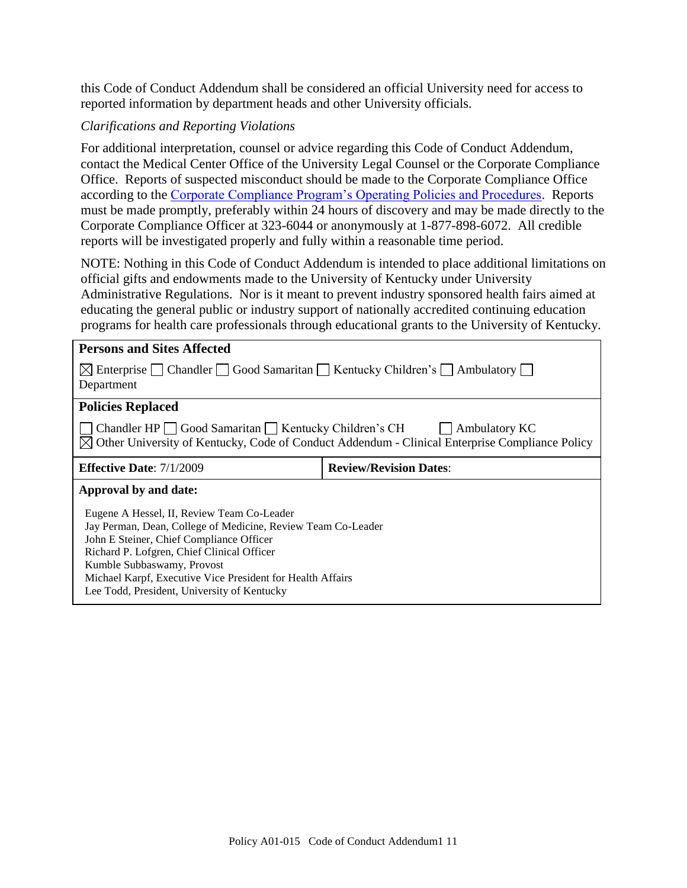this Code of Conduct Addendum shall be considered an official University need for access to reported information by department heads and other University officials.

*Clarifications and Reporting Violations*

For additional interpretation, counsel or advice regarding this Code of Conduct Addendum, contact the Medical Center Office of the University Legal Counsel or the Corporate Compliance Office. Reports of suspected misconduct should be made to the Corporate Compliance Office according to the [Corporate Compliance Program's Operating Policies and Procedures](). Reports must be made promptly, preferably within 24 hours of discovery and may be made directly to the Corporate Compliance Officer at 323-6044 or anonymously at 1-877-898-6072. All credible reports will be investigated properly and fully within a reasonable time period.

NOTE: Nothing in this Code of Conduct Addendum is intended to place additional limitations on official gifts and endowments made to the University of Kentucky under University Administrative Regulations. Nor is it meant to prevent industry sponsored health fairs aimed at educating the general public or industry support of nationally accredited continuing education programs for health care professionals through educational grants to the University of Kentucky.

| **Persons and Sites Affected** | |
|---|---|
| ☒ Enterprise ☐ Chandler ☐ Good Samaritan ☐ Kentucky Children's ☐ Ambulatory ☐ Department | |
| **Policies Replaced** | |
| ☐ Chandler HP ☐ Good Samaritan ☐ Kentucky Children's CH ☐ Ambulatory KC ☒ Other University of Kentucky, Code of Conduct Addendum - Clinical Enterprise Compliance Policy | |
| **Effective Date**: 7/1/2009 | **Review/Revision Dates**: |
| **Approval by and date:** | |
| Eugene A Hessel, II, Review Team Co-Leader<br>Jay Perman, Dean, College of Medicine, Review Team Co-Leader<br>John E Steiner, Chief Compliance Officer<br>Richard P. Lofgren, Chief Clinical Officer<br>Kumble Subbaswamy, Provost<br>Michael Karpf, Executive Vice President for Health Affairs<br>Lee Todd, President, University of Kentucky | |

Policy A01-015 Code of Conduct Addendum1 11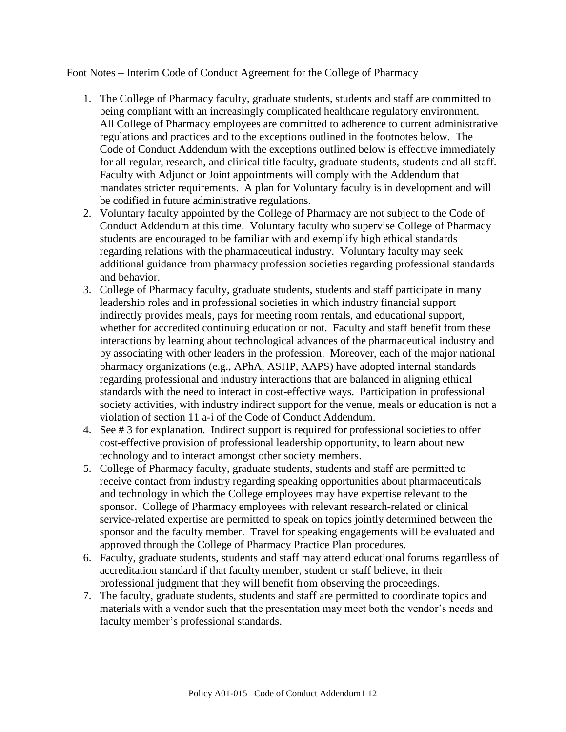Foot Notes – Interim Code of Conduct Agreement for the College of Pharmacy

1. The College of Pharmacy faculty, graduate students, students and staff are committed to being compliant with an increasingly complicated healthcare regulatory environment. All College of Pharmacy employees are committed to adherence to current administrative regulations and practices and to the exceptions outlined in the footnotes below. The Code of Conduct Addendum with the exceptions outlined below is effective immediately for all regular, research, and clinical title faculty, graduate students, students and all staff. Faculty with Adjunct or Joint appointments will comply with the Addendum that mandates stricter requirements. A plan for Voluntary faculty is in development and will be codified in future administrative regulations.
2. Voluntary faculty appointed by the College of Pharmacy are not subject to the Code of Conduct Addendum at this time. Voluntary faculty who supervise College of Pharmacy students are encouraged to be familiar with and exemplify high ethical standards regarding relations with the pharmaceutical industry. Voluntary faculty may seek additional guidance from pharmacy profession societies regarding professional standards and behavior.
3. College of Pharmacy faculty, graduate students, students and staff participate in many leadership roles and in professional societies in which industry financial support indirectly provides meals, pays for meeting room rentals, and educational support, whether for accredited continuing education or not. Faculty and staff benefit from these interactions by learning about technological advances of the pharmaceutical industry and by associating with other leaders in the profession. Moreover, each of the major national pharmacy organizations (e.g., APhA, ASHP, AAPS) have adopted internal standards regarding professional and industry interactions that are balanced in aligning ethical standards with the need to interact in cost-effective ways. Participation in professional society activities, with industry indirect support for the venue, meals or education is not a violation of section 11 a-i of the Code of Conduct Addendum.
4. See # 3 for explanation. Indirect support is required for professional societies to offer cost-effective provision of professional leadership opportunity, to learn about new technology and to interact amongst other society members.
5. College of Pharmacy faculty, graduate students, students and staff are permitted to receive contact from industry regarding speaking opportunities about pharmaceuticals and technology in which the College employees may have expertise relevant to the sponsor. College of Pharmacy employees with relevant research-related or clinical service-related expertise are permitted to speak on topics jointly determined between the sponsor and the faculty member. Travel for speaking engagements will be evaluated and approved through the College of Pharmacy Practice Plan procedures.
6. Faculty, graduate students, students and staff may attend educational forums regardless of accreditation standard if that faculty member, student or staff believe, in their professional judgment that they will benefit from observing the proceedings.
7. The faculty, graduate students, students and staff are permitted to coordinate topics and materials with a vendor such that the presentation may meet both the vendor's needs and faculty member's professional standards.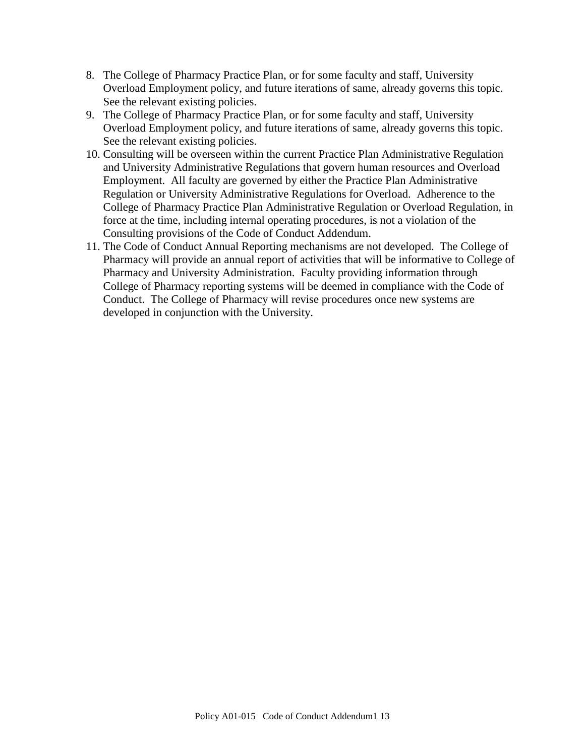8. The College of Pharmacy Practice Plan, or for some faculty and staff, University Overload Employment policy, and future iterations of same, already governs this topic. See the relevant existing policies.
9. The College of Pharmacy Practice Plan, or for some faculty and staff, University Overload Employment policy, and future iterations of same, already governs this topic. See the relevant existing policies.
10. Consulting will be overseen within the current Practice Plan Administrative Regulation and University Administrative Regulations that govern human resources and Overload Employment. All faculty are governed by either the Practice Plan Administrative Regulation or University Administrative Regulations for Overload. Adherence to the College of Pharmacy Practice Plan Administrative Regulation or Overload Regulation, in force at the time, including internal operating procedures, is not a violation of the Consulting provisions of the Code of Conduct Addendum.
11. The Code of Conduct Annual Reporting mechanisms are not developed. The College of Pharmacy will provide an annual report of activities that will be informative to College of Pharmacy and University Administration. Faculty providing information through College of Pharmacy reporting systems will be deemed in compliance with the Code of Conduct. The College of Pharmacy will revise procedures once new systems are developed in conjunction with the University.